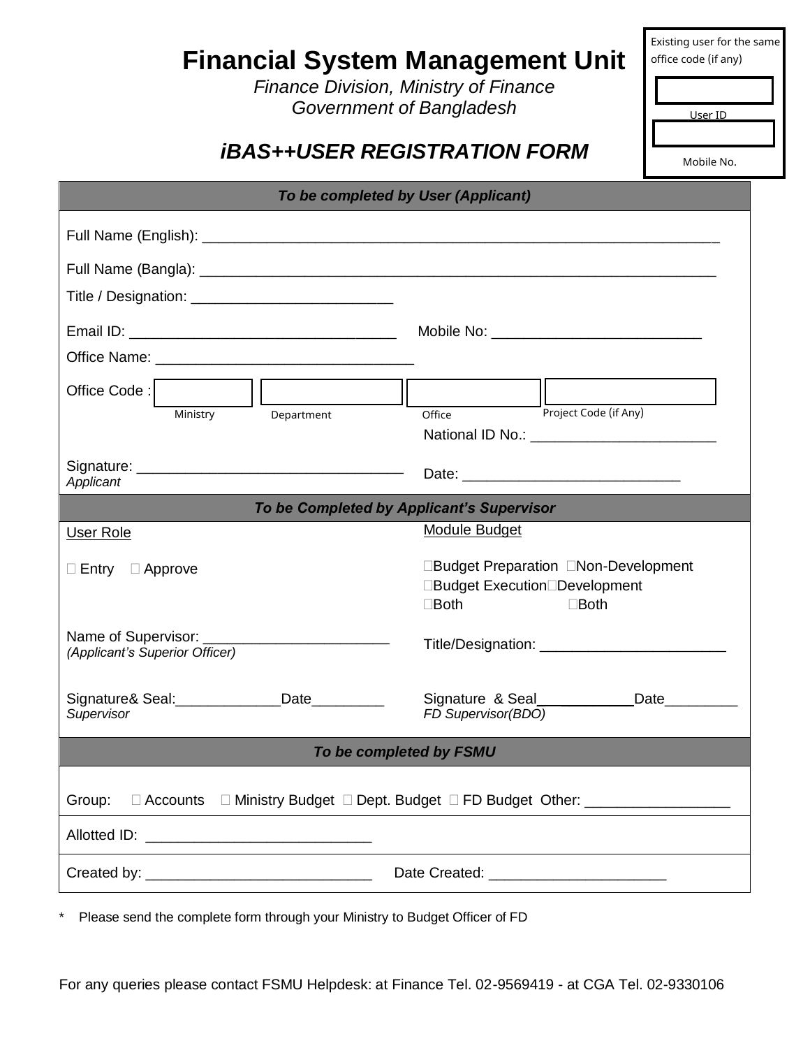# Financial System Management Unit

*Finance Division, Ministry of Finance*
*Government of Bangladesh*

## *iBAS++USER REGISTRATION FORM*

Existing user for the same office code (if any)

| |
|---|
| User ID |
| Mobile No. |

---

***To be completed by User (Applicant)***

Full Name (English): ____________________________________________________________

Full Name (Bangla): ____________________________________________________________

Title / Designation: ________________________

Email ID: _______________________________ Mobile No: _________________________

Office Name: _______________________________

Office Code :

| Ministry | Department | Office | Project Code (if Any) |
|---|---|---|---|
| | | | |

National ID No.: ______________________

Signature: ________________________________ Date: __________________________
*Applicant*

---

***To be Completed by Applicant's Supervisor***

User Role

□ Entry □ Approve

Module Budget

□Budget Preparation □Non-Development
□Budget Execution□Development
□Both □Both

Name of Supervisor: ______________________
*(Applicant's Superior Officer)*

Title/Designation: ______________________

Signature& Seal:____________Date_________
*Supervisor*

Signature & Seal___________Date_________
*FD Supervisor(BDO)*

---

***To be completed by FSMU***

Group: □ Accounts □ Ministry Budget □ Dept. Budget □ FD Budget Other: _________________

Allotted ID: ___________________________

Created by: ___________________________ Date Created: _____________________

---

\* Please send the complete form through your Ministry to Budget Officer of FD

For any queries please contact FSMU Helpdesk: at Finance Tel. 02-9569419 - at CGA Tel. 02-9330106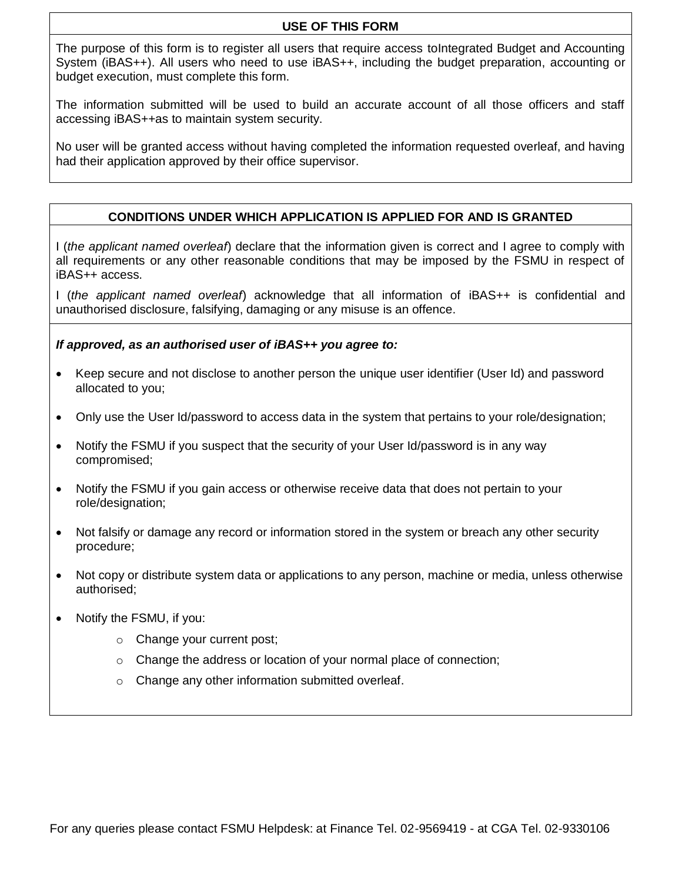## USE OF THIS FORM

The purpose of this form is to register all users that require access toIntegrated Budget and Accounting System (iBAS++). All users who need to use iBAS++, including the budget preparation, accounting or budget execution, must complete this form.

The information submitted will be used to build an accurate account of all those officers and staff accessing iBAS++as to maintain system security.

No user will be granted access without having completed the information requested overleaf, and having had their application approved by their office supervisor.

## CONDITIONS UNDER WHICH APPLICATION IS APPLIED FOR AND IS GRANTED

I (*the applicant named overleaf*) declare that the information given is correct and I agree to comply with all requirements or any other reasonable conditions that may be imposed by the FSMU in respect of iBAS++ access.

I (*the applicant named overleaf*) acknowledge that all information of iBAS++ is confidential and unauthorised disclosure, falsifying, damaging or any misuse is an offence.

***If approved, as an authorised user of iBAS++ you agree to:***

- Keep secure and not disclose to another person the unique user identifier (User Id) and password allocated to you;
- Only use the User Id/password to access data in the system that pertains to your role/designation;
- Notify the FSMU if you suspect that the security of your User Id/password is in any way compromised;
- Notify the FSMU if you gain access or otherwise receive data that does not pertain to your role/designation;
- Not falsify or damage any record or information stored in the system or breach any other security procedure;
- Not copy or distribute system data or applications to any person, machine or media, unless otherwise authorised;
- Notify the FSMU, if you:
    - Change your current post;
    - Change the address or location of your normal place of connection;
    - Change any other information submitted overleaf.

For any queries please contact FSMU Helpdesk: at Finance Tel. 02-9569419 - at CGA Tel. 02-9330106